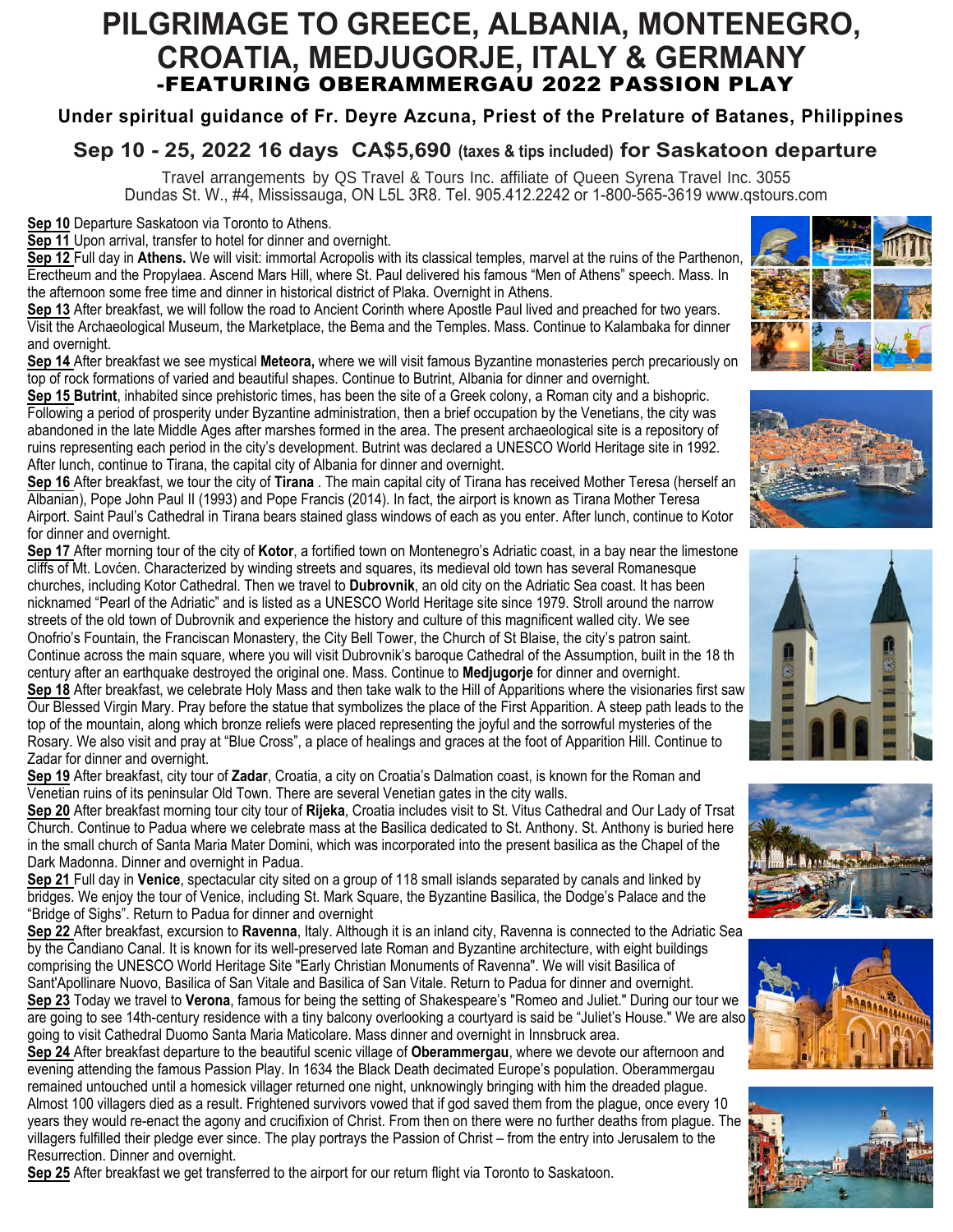# PILGRIMAGE TO GREECE, ALBANIA, MONTENEGRO, CROATIA, MEDJUGORJE, ITALY & GERMANY
## -FEATURING OBERAMMERGAU 2022 PASSION PLAY

### Under spiritual guidance of Fr. Deyre Azcuna, Priest of the Prelature of Batanes, Philippines

### Sep 10 - 25, 2022 16 days CA$5,690 (taxes & tips included) for Saskatoon departure

Travel arrangements by QS Travel & Tours Inc. affiliate of Queen Syrena Travel Inc. 3055 Dundas St. W., #4, Mississauga, ON L5L 3R8. Tel. 905.412.2242 or 1-800-565-3619 www.qstours.com

**Sep 10** Departure Saskatoon via Toronto to Athens.

**Sep 11** Upon arrival, transfer to hotel for dinner and overnight.

**Sep 12** Full day in **Athens.** We will visit: immortal Acropolis with its classical temples, marvel at the ruins of the Parthenon, Erectheum and the Propylaea. Ascend Mars Hill, where St. Paul delivered his famous "Men of Athens" speech. Mass. In the afternoon some free time and dinner in historical district of Plaka. Overnight in Athens.

**Sep 13** After breakfast, we will follow the road to Ancient Corinth where Apostle Paul lived and preached for two years. Visit the Archaeological Museum, the Marketplace, the Bema and the Temples. Mass. Continue to Kalambaka for dinner and overnight.

**Sep 14** After breakfast we see mystical **Meteora,** where we will visit famous Byzantine monasteries perch precariously on top of rock formations of varied and beautiful shapes. Continue to Butrint, Albania for dinner and overnight.

**Sep 15 Butrint**, inhabited since prehistoric times, has been the site of a Greek colony, a Roman city and a bishopric. Following a period of prosperity under Byzantine administration, then a brief occupation by the Venetians, the city was abandoned in the late Middle Ages after marshes formed in the area. The present archaeological site is a repository of ruins representing each period in the city's development. Butrint was declared a UNESCO World Heritage site in 1992. After lunch, continue to Tirana, the capital city of Albania for dinner and overnight.

**Sep 16** After breakfast, we tour the city of **Tirana** . The main capital city of Tirana has received Mother Teresa (herself an Albanian), Pope John Paul II (1993) and Pope Francis (2014). In fact, the airport is known as Tirana Mother Teresa Airport. Saint Paul's Cathedral in Tirana bears stained glass windows of each as you enter. After lunch, continue to Kotor for dinner and overnight.

**Sep 17** After morning tour of the city of **Kotor**, a fortified town on Montenegro's Adriatic coast, in a bay near the limestone cliffs of Mt. Lovćen. Characterized by winding streets and squares, its medieval old town has several Romanesque churches, including Kotor Cathedral. Then we travel to **Dubrovnik**, an old city on the Adriatic Sea coast. It has been nicknamed "Pearl of the Adriatic" and is listed as a UNESCO World Heritage site since 1979. Stroll around the narrow streets of the old town of Dubrovnik and experience the history and culture of this magnificent walled city. We see Onofrio's Fountain, the Franciscan Monastery, the City Bell Tower, the Church of St Blaise, the city's patron saint. Continue across the main square, where you will visit Dubrovnik's baroque Cathedral of the Assumption, built in the 18 th century after an earthquake destroyed the original one. Mass. Continue to **Medjugorje** for dinner and overnight.

**Sep 18** After breakfast, we celebrate Holy Mass and then take walk to the Hill of Apparitions where the visionaries first saw Our Blessed Virgin Mary. Pray before the statue that symbolizes the place of the First Apparition. A steep path leads to the top of the mountain, along which bronze reliefs were placed representing the joyful and the sorrowful mysteries of the Rosary. We also visit and pray at "Blue Cross", a place of healings and graces at the foot of Apparition Hill. Continue to Zadar for dinner and overnight.

**Sep 19** After breakfast, city tour of **Zadar**, Croatia, a city on Croatia's Dalmation coast, is known for the Roman and Venetian ruins of its peninsular Old Town. There are several Venetian gates in the city walls.

**Sep 20** After breakfast morning tour city tour of **Rijeka**, Croatia includes visit to St. Vitus Cathedral and Our Lady of Trsat Church. Continue to Padua where we celebrate mass at the Basilica dedicated to St. Anthony. St. Anthony is buried here in the small church of Santa Maria Mater Domini, which was incorporated into the present basilica as the Chapel of the Dark Madonna. Dinner and overnight in Padua.

**Sep 21** Full day in **Venice**, spectacular city sited on a group of 118 small islands separated by canals and linked by bridges. We enjoy the tour of Venice, including St. Mark Square, the Byzantine Basilica, the Dodge's Palace and the "Bridge of Sighs". Return to Padua for dinner and overnight

**Sep 22** After breakfast, excursion to **Ravenna**, Italy. Although it is an inland city, Ravenna is connected to the Adriatic Sea by the Candiano Canal. It is known for its well-preserved late Roman and Byzantine architecture, with eight buildings comprising the UNESCO World Heritage Site "Early Christian Monuments of Ravenna". We will visit Basilica of Sant'Apollinare Nuovo, Basilica of San Vitale and Basilica of San Vitale. Return to Padua for dinner and overnight.

**Sep 23** Today we travel to **Verona**, famous for being the setting of Shakespeare's "Romeo and Juliet." During our tour we are going to see 14th-century residence with a tiny balcony overlooking a courtyard is said be "Juliet's House." We are also going to visit Cathedral Duomo Santa Maria Maticolare. Mass dinner and overnight in Innsbruck area.

**Sep 24** After breakfast departure to the beautiful scenic village of **Oberammergau**, where we devote our afternoon and evening attending the famous Passion Play. In 1634 the Black Death decimated Europe's population. Oberammergau remained untouched until a homesick villager returned one night, unknowingly bringing with him the dreaded plague. Almost 100 villagers died as a result. Frightened survivors vowed that if god saved them from the plague, once every 10 years they would re-enact the agony and crucifixion of Christ. From then on there were no further deaths from plague. The villagers fulfilled their pledge ever since. The play portrays the Passion of Christ – from the entry into Jerusalem to the Resurrection. Dinner and overnight.

**Sep 25** After breakfast we get transferred to the airport for our return flight via Toronto to Saskatoon.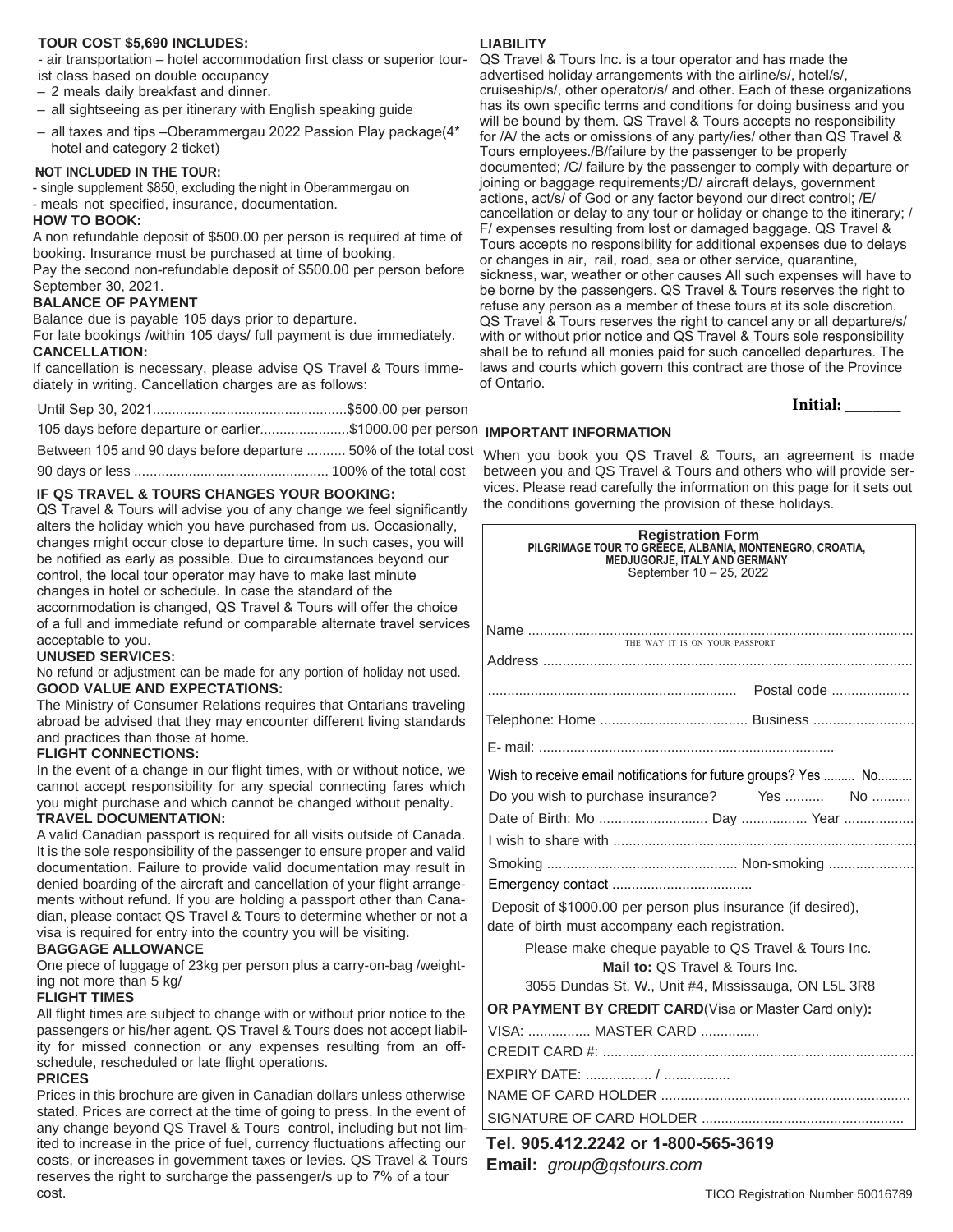### TOUR COST $5,690 INCLUDES:

- air transportation – hotel accommodation first class or superior tourist class based on double occupancy
- 2 meals daily breakfast and dinner.
- all sightseeing as per itinerary with English speaking guide
- all taxes and tips –Oberammergau 2022 Passion Play package(4* hotel and category 2 ticket)

### NOT INCLUDED IN THE TOUR:

- single supplement $850, excluding the night in Oberammergau on
- meals not specified, insurance, documentation.

### HOW TO BOOK:

A non refundable deposit of $500.00 per person is required at time of booking. Insurance must be purchased at time of booking.
Pay the second non-refundable deposit of $500.00 per person before September 30, 2021.

### BALANCE OF PAYMENT

Balance due is payable 105 days prior to departure.
For late bookings /within 105 days/ full payment is due immediately.

### CANCELLATION:

If cancellation is necessary, please advise QS Travel & Tours immediately in writing. Cancellation charges are as follows:

Until Sep 30, 2021..................................................$500.00 per person
105 days before departure or earlier.......................$1000.00 per person
Between 105 and 90 days before departure .......... 50% of the total cost
90 days or less .................................................. 100% of the total cost

### IF QS TRAVEL & TOURS CHANGES YOUR BOOKING:

QS Travel & Tours will advise you of any change we feel significantly alters the holiday which you have purchased from us. Occasionally, changes might occur close to departure time. In such cases, you will be notified as early as possible. Due to circumstances beyond our control, the local tour operator may have to make last minute changes in hotel or schedule. In case the standard of the accommodation is changed, QS Travel & Tours will offer the choice of a full and immediate refund or comparable alternate travel services acceptable to you.

### UNUSED SERVICES:

No refund or adjustment can be made for any portion of holiday not used.

### GOOD VALUE AND EXPECTATIONS:

The Ministry of Consumer Relations requires that Ontarians traveling abroad be advised that they may encounter different living standards and practices than those at home.

### FLIGHT CONNECTIONS:

In the event of a change in our flight times, with or without notice, we cannot accept responsibility for any special connecting fares which you might purchase and which cannot be changed without penalty.

### TRAVEL DOCUMENTATION:

A valid Canadian passport is required for all visits outside of Canada. It is the sole responsibility of the passenger to ensure proper and valid documentation. Failure to provide valid documentation may result in denied boarding of the aircraft and cancellation of your flight arrangements without refund. If you are holding a passport other than Canadian, please contact QS Travel & Tours to determine whether or not a visa is required for entry into the country you will be visiting.

### BAGGAGE ALLOWANCE

One piece of luggage of 23kg per person plus a carry-on-bag /weighting not more than 5 kg/

### FLIGHT TIMES

All flight times are subject to change with or without prior notice to the passengers or his/her agent. QS Travel & Tours does not accept liability for missed connection or any expenses resulting from an off-schedule, rescheduled or late flight operations.

### PRICES

Prices in this brochure are given in Canadian dollars unless otherwise stated. Prices are correct at the time of going to press. In the event of any change beyond QS Travel & Tours control, including but not limited to increase in the price of fuel, currency fluctuations affecting our costs, or increases in government taxes or levies. QS Travel & Tours reserves the right to surcharge the passenger/s up to 7% of a tour cost.

### LIABILITY

QS Travel & Tours Inc. is a tour operator and has made the advertised holiday arrangements with the airline/s/, hotel/s/, cruiseship/s/, other operator/s/ and other. Each of these organizations has its own specific terms and conditions for doing business and you will be bound by them. QS Travel & Tours accepts no responsibility for /A/ the acts or omissions of any party/ies/ other than QS Travel & Tours employees./B/failure by the passenger to be properly documented; /C/ failure by the passenger to comply with departure or joining or baggage requirements;/D/ aircraft delays, government actions, act/s/ of God or any factor beyond our direct control; /E/ cancellation or delay to any tour or holiday or change to the itinerary; /F/ expenses resulting from lost or damaged baggage. QS Travel & Tours accepts no responsibility for additional expenses due to delays or changes in air, rail, road, sea or other service, quarantine, sickness, war, weather or other causes All such expenses will have to be borne by the passengers. QS Travel & Tours reserves the right to refuse any person as a member of these tours at its sole discretion. QS Travel & Tours reserves the right to cancel any or all departure/s/ with or without prior notice and QS Travel & Tours sole responsibility shall be to refund all monies paid for such cancelled departures. The laws and courts which govern this contract are those of the Province of Ontario.

**Initial:** _______

### IMPORTANT INFORMATION

When you book you QS Travel & Tours, an agreement is made between you and QS Travel & Tours and others who will provide services. Please read carefully the information on this page for it sets out the conditions governing the provision of these holidays.

**Registration Form**
**PILGRIMAGE TOUR TO GREECE, ALBANIA, MONTENEGRO, CROATIA, MEDJUGORJE, ITALY AND GERMANY**
September 10 – 25, 2022

Name ..................................................................................................
THE WAY IT IS ON YOUR PASSPORT

Address ..............................................................................................

................................................................ Postal code ....................

Telephone: Home ...................................... Business ..........................

E- mail: ...........................................................................

Wish to receive email notifications for future groups? Yes ......... No..........

Do you wish to purchase insurance? Yes .......... No ..........

Date of Birth: Mo ............................ Day ................. Year ..................

I wish to share with .............................................................................

Smoking ................................................. Non-smoking ......................

Emergency contact ....................................

Deposit of $1000.00 per person plus insurance (if desired), date of birth must accompany each registration.

Please make cheque payable to QS Travel & Tours Inc.
**Mail to:** QS Travel & Tours Inc.
3055 Dundas St. W., Unit #4, Mississauga, ON L5L 3R8

**OR PAYMENT BY CREDIT CARD**(Visa or Master Card only)**:**

VISA: ................ MASTER CARD ...............

CREDIT CARD #: ...............................................................................

EXPIRY DATE: ................. / .................

NAME OF CARD HOLDER ..............................................................

SIGNATURE OF CARD HOLDER ...................................................

**Tel. 905.412.2242 or 1-800-565-3619**

**Email:** *group@qstours.com*

TICO Registration Number 50016789